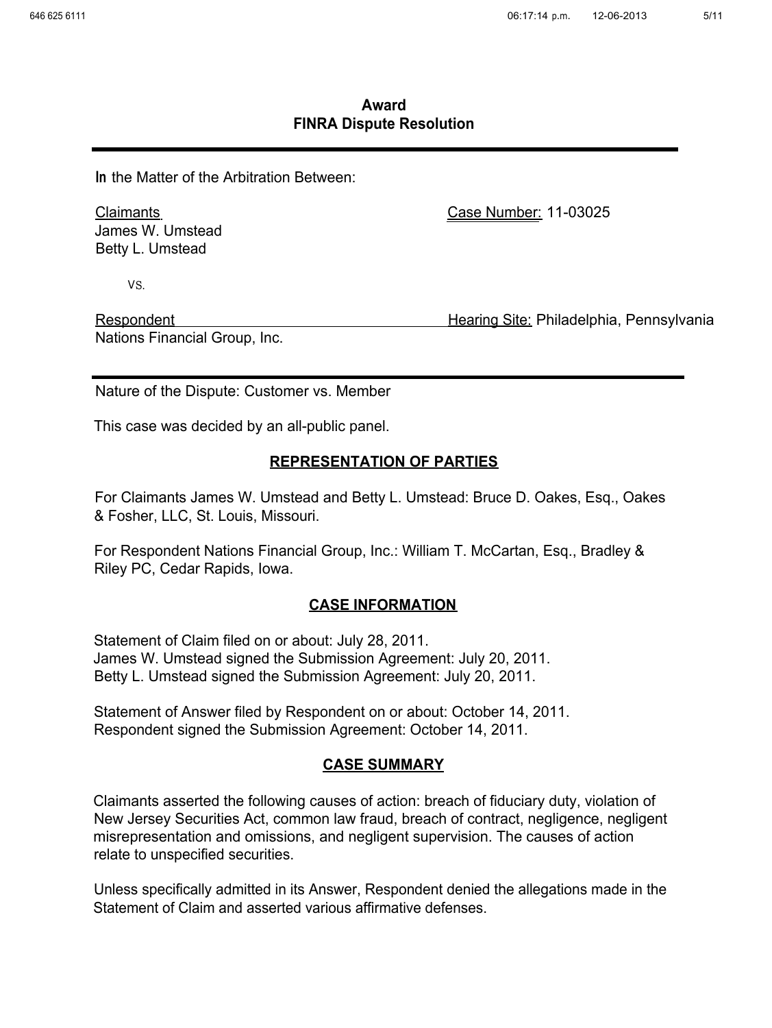# Award
# FINRA Dispute Resolution

---

In the Matter of the Arbitration Between:

Claimants
James W. Umstead
Betty L. Umstead

Case Number: 11-03025

vs.

Respondent
Nations Financial Group, Inc.

Hearing Site: Philadelphia, Pennsylvania

---

Nature of the Dispute: Customer vs. Member

This case was decided by an all-public panel.

## REPRESENTATION OF PARTIES

For Claimants James W. Umstead and Betty L. Umstead: Bruce D. Oakes, Esq., Oakes & Fosher, LLC, St. Louis, Missouri.

For Respondent Nations Financial Group, Inc.: William T. McCartan, Esq., Bradley & Riley PC, Cedar Rapids, Iowa.

## CASE INFORMATION

Statement of Claim filed on or about: July 28, 2011.
James W. Umstead signed the Submission Agreement: July 20, 2011.
Betty L. Umstead signed the Submission Agreement: July 20, 2011.

Statement of Answer filed by Respondent on or about: October 14, 2011.
Respondent signed the Submission Agreement: October 14, 2011.

## CASE SUMMARY

Claimants asserted the following causes of action: breach of fiduciary duty, violation of New Jersey Securities Act, common law fraud, breach of contract, negligence, negligent misrepresentation and omissions, and negligent supervision. The causes of action relate to unspecified securities.

Unless specifically admitted in its Answer, Respondent denied the allegations made in the Statement of Claim and asserted various affirmative defenses.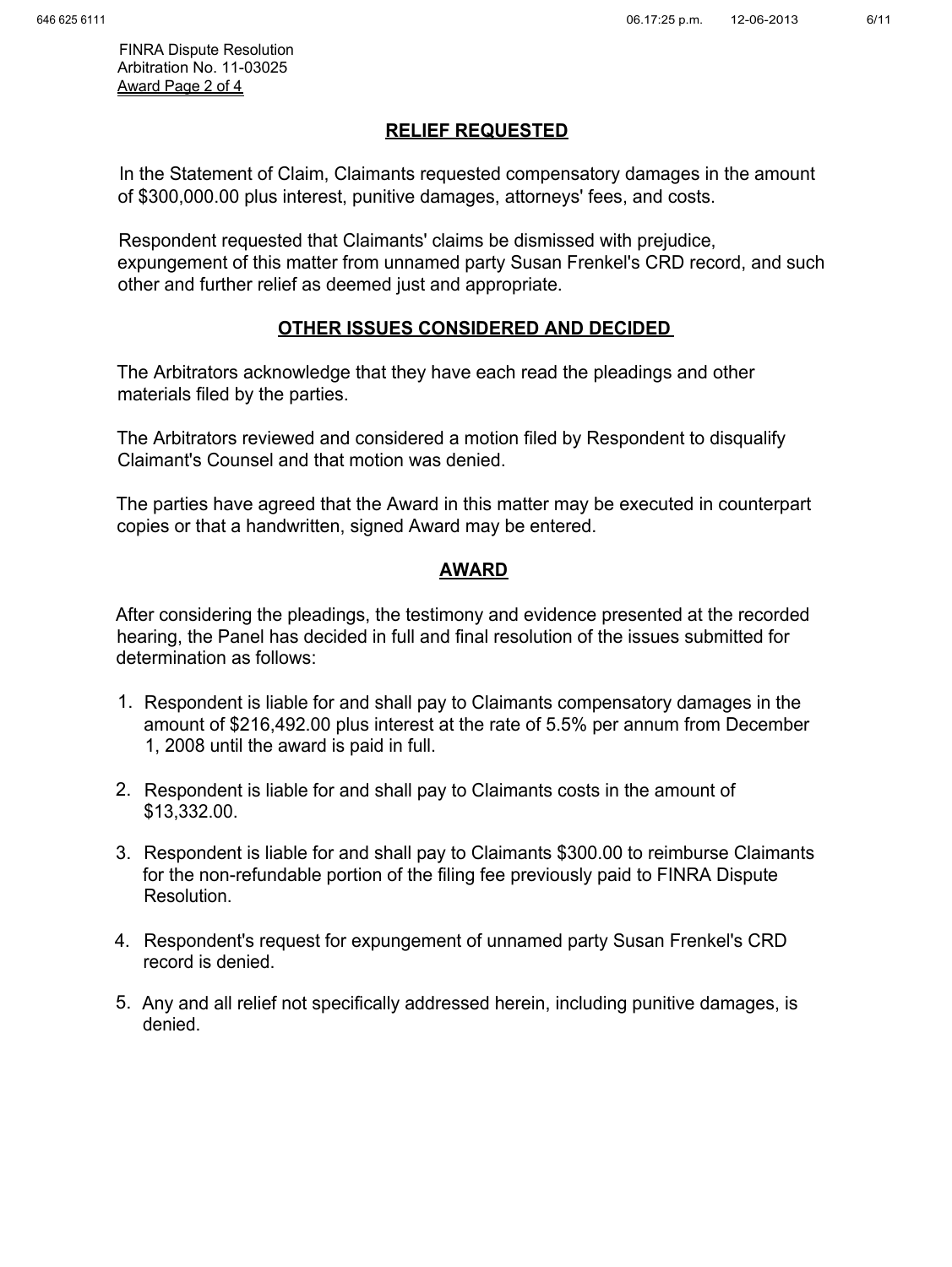FINRA Dispute Resolution
Arbitration No. 11-03025

## RELIEF REQUESTED

In the Statement of Claim, Claimants requested compensatory damages in the amount of $300,000.00 plus interest, punitive damages, attorneys' fees, and costs.

Respondent requested that Claimants' claims be dismissed with prejudice, expungement of this matter from unnamed party Susan Frenkel's CRD record, and such other and further relief as deemed just and appropriate.

## OTHER ISSUES CONSIDERED AND DECIDED

The Arbitrators acknowledge that they have each read the pleadings and other materials filed by the parties.

The Arbitrators reviewed and considered a motion filed by Respondent to disqualify Claimant's Counsel and that motion was denied.

The parties have agreed that the Award in this matter may be executed in counterpart copies or that a handwritten, signed Award may be entered.

## AWARD

After considering the pleadings, the testimony and evidence presented at the recorded hearing, the Panel has decided in full and final resolution of the issues submitted for determination as follows:

1. Respondent is liable for and shall pay to Claimants compensatory damages in the amount of $216,492.00 plus interest at the rate of 5.5% per annum from December 1, 2008 until the award is paid in full.

2. Respondent is liable for and shall pay to Claimants costs in the amount of $13,332.00.

3. Respondent is liable for and shall pay to Claimants $300.00 to reimburse Claimants for the non-refundable portion of the filing fee previously paid to FINRA Dispute Resolution.

4. Respondent's request for expungement of unnamed party Susan Frenkel's CRD record is denied.

5. Any and all relief not specifically addressed herein, including punitive damages, is denied.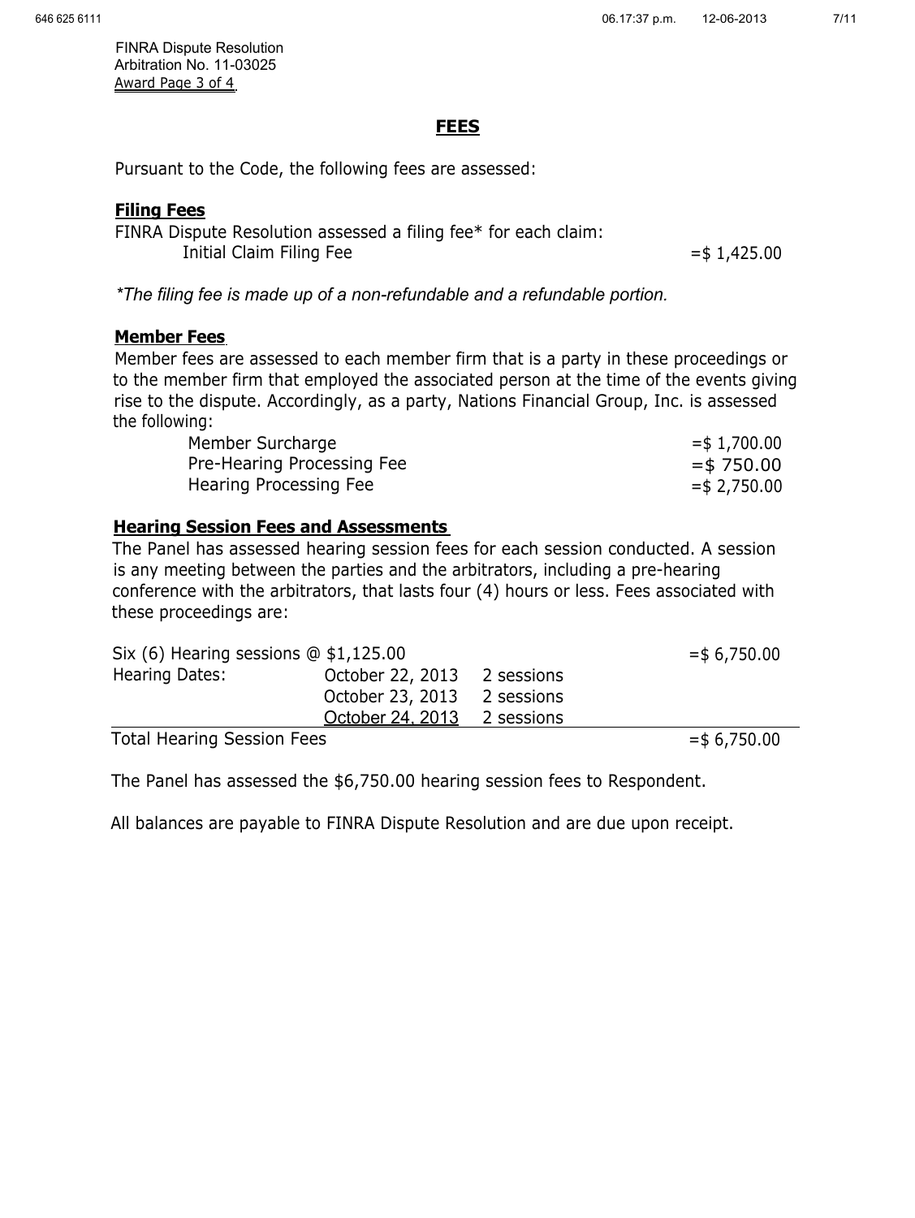FINRA Dispute Resolution
Arbitration No. 11-03025

## FEES

Pursuant to the Code, the following fees are assessed:

### Filing Fees

FINRA Dispute Resolution assessed a filing fee* for each claim:

| | |
|---|---|
| Initial Claim Filing Fee | =$ 1,425.00 |

*\*The filing fee is made up of a non-refundable and a refundable portion.*

### Member Fees

Member fees are assessed to each member firm that is a party in these proceedings or to the member firm that employed the associated person at the time of the events giving rise to the dispute. Accordingly, as a party, Nations Financial Group, Inc. is assessed the following:

| | |
|---|---|
| Member Surcharge | =$ 1,700.00 |
| Pre-Hearing Processing Fee | =$ 750.00 |
| Hearing Processing Fee | =$ 2,750.00 |

### Hearing Session Fees and Assessments

The Panel has assessed hearing session fees for each session conducted. A session is any meeting between the parties and the arbitrators, including a pre-hearing conference with the arbitrators, that lasts four (4) hours or less. Fees associated with these proceedings are:

| | | | |
|---|---|---|---|
| Six (6) Hearing sessions @ $1,125.00 | | | =$ 6,750.00 |
| Hearing Dates: | October 22, 2013 | 2 sessions | |
| | October 23, 2013 | 2 sessions | |
| | October 24, 2013 | 2 sessions | |
| Total Hearing Session Fees | | | =$ 6,750.00 |

The Panel has assessed the $6,750.00 hearing session fees to Respondent.

All balances are payable to FINRA Dispute Resolution and are due upon receipt.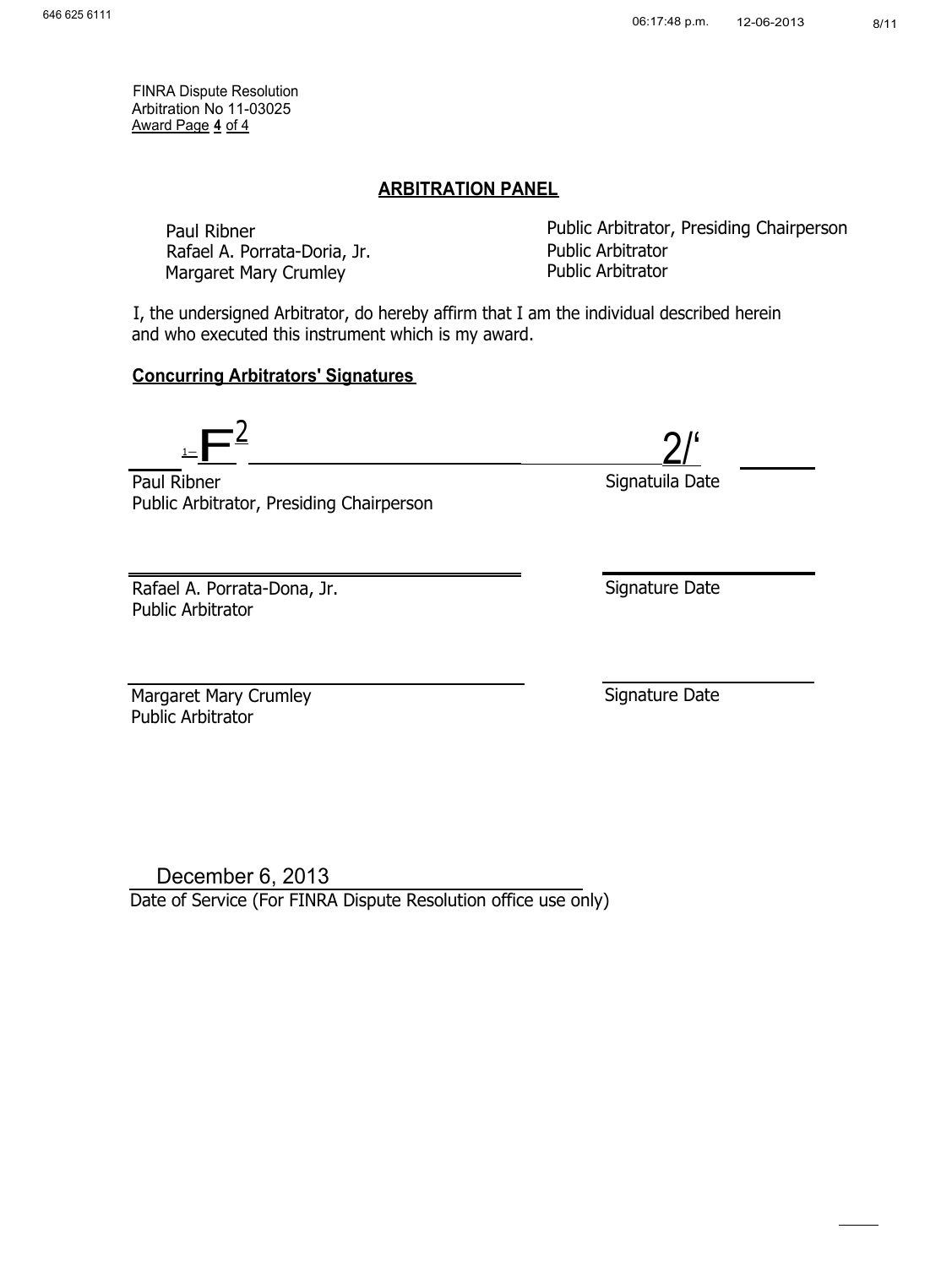FINRA Dispute Resolution
Arbitration No 11-03025
Award Page 4 of 4

## ARBITRATION PANEL

| | |
|---|---|
| Paul Ribner | Public Arbitrator, Presiding Chairperson |
| Rafael A. Porrata-Doria, Jr. | Public Arbitrator |
| Margaret Mary Crumley | Public Arbitrator |

I, the undersigned Arbitrator, do hereby affirm that I am the individual described herein and who executed this instrument which is my award.

**Concurring Arbitrators' Signatures**

F[2] ______________________ 2/'

Paul Ribner — Signatuila Date
Public Arbitrator, Presiding Chairperson

______________________ ______________

Rafael A. Porrata-Dona, Jr. — Signature Date
Public Arbitrator

______________________ ______________

Margaret Mary Crumley — Signature Date
Public Arbitrator

December 6, 2013
Date of Service (For FINRA Dispute Resolution office use only)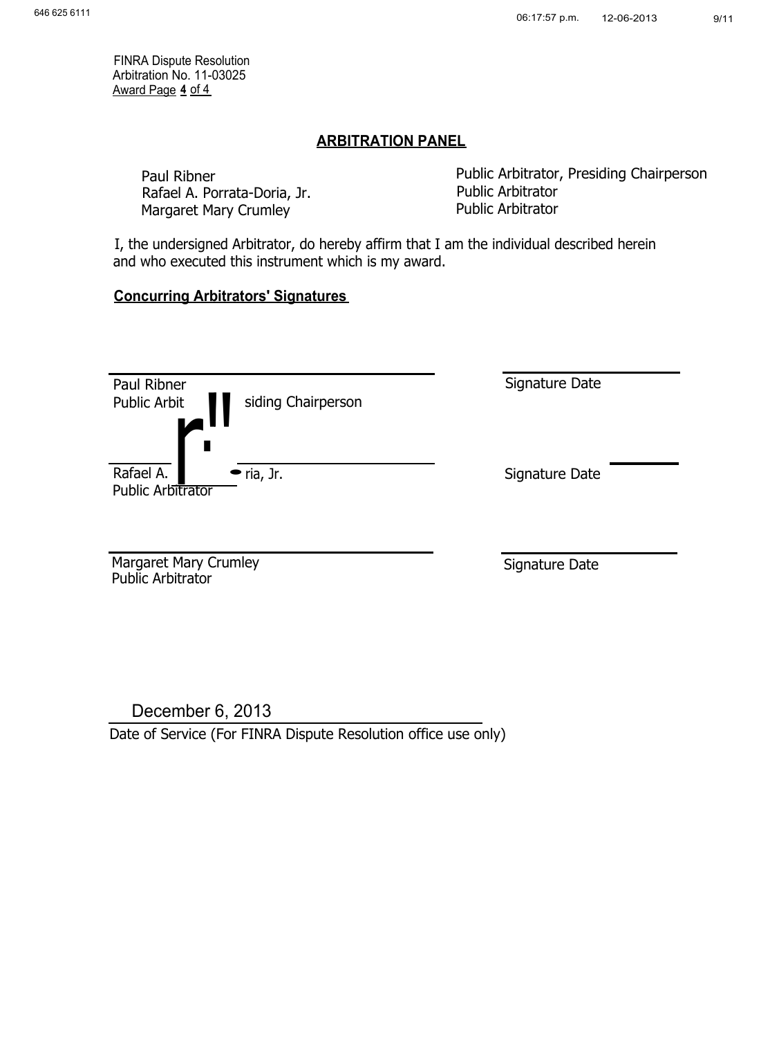FINRA Dispute Resolution
Arbitration No. 11-03025

## ARBITRATION PANEL

| | |
|---|---|
| Paul Ribner | Public Arbitrator, Presiding Chairperson |
| Rafael A. Porrata-Doria, Jr. | Public Arbitrator |
| Margaret Mary Crumley | Public Arbitrator |

I, the undersigned Arbitrator, do hereby affirm that I am the individual described herein and who executed this instrument which is my award.

**Concurring Arbitrators' Signatures**

Paul Ribner
Public Arbit siding Chairperson
Signature Date

Rafael A. ria, Jr.
Public Arbitrator
Signature Date

Margaret Mary Crumley
Public Arbitrator
Signature Date

December 6, 2013
Date of Service (For FINRA Dispute Resolution office use only)